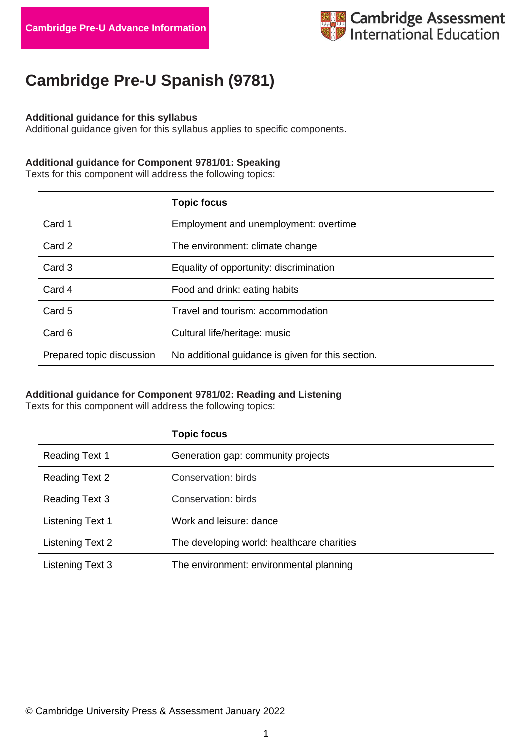Cambridge Pre-U Advance Information

# Cambridge Pre-U Spanish (9781)

**Additional guidance for this syllabus**
Additional guidance given for this syllabus applies to specific components.

**Additional guidance for Component 9781/01: Speaking**
Texts for this component will address the following topics:

| | **Topic focus** |
|---|---|
| Card 1 | Employment and unemployment: overtime |
| Card 2 | The environment: climate change |
| Card 3 | Equality of opportunity: discrimination |
| Card 4 | Food and drink: eating habits |
| Card 5 | Travel and tourism: accommodation |
| Card 6 | Cultural life/heritage: music |
| Prepared topic discussion | No additional guidance is given for this section. |

**Additional guidance for Component 9781/02: Reading and Listening**
Texts for this component will address the following topics:

| | **Topic focus** |
|---|---|
| Reading Text 1 | Generation gap: community projects |
| Reading Text 2 | Conservation: birds |
| Reading Text 3 | Conservation: birds |
| Listening Text 1 | Work and leisure: dance |
| Listening Text 2 | The developing world: healthcare charities |
| Listening Text 3 | The environment: environmental planning |

© Cambridge University Press & Assessment January 2022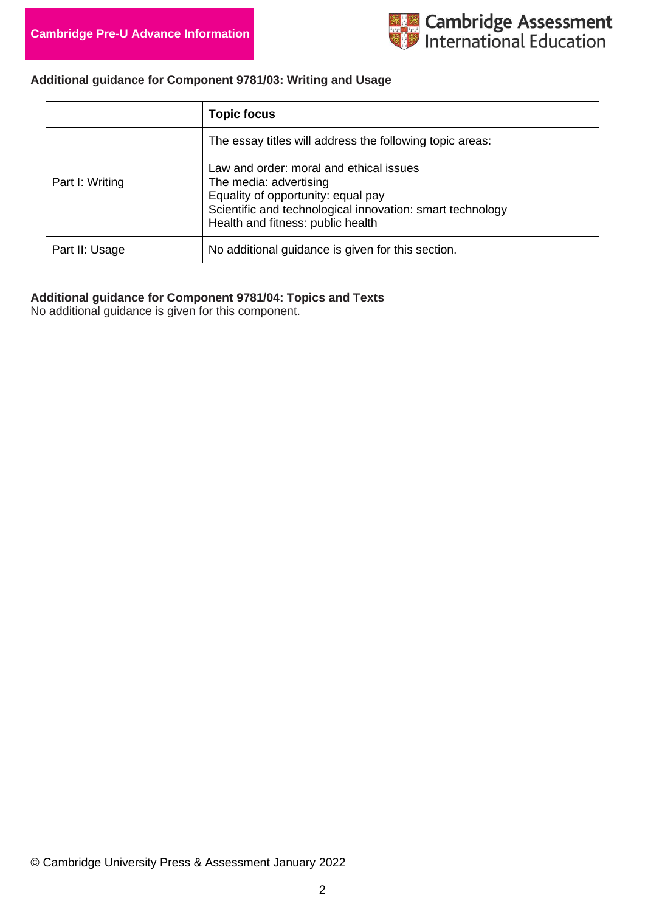**Additional guidance for Component 9781/03: Writing and Usage**

| | **Topic focus** |
|---|---|
| Part I: Writing | The essay titles will address the following topic areas:<br><br>Law and order: moral and ethical issues<br>The media: advertising<br>Equality of opportunity: equal pay<br>Scientific and technological innovation: smart technology<br>Health and fitness: public health |
| Part II: Usage | No additional guidance is given for this section. |

**Additional guidance for Component 9781/04: Topics and Texts**
No additional guidance is given for this component.

© Cambridge University Press & Assessment January 2022